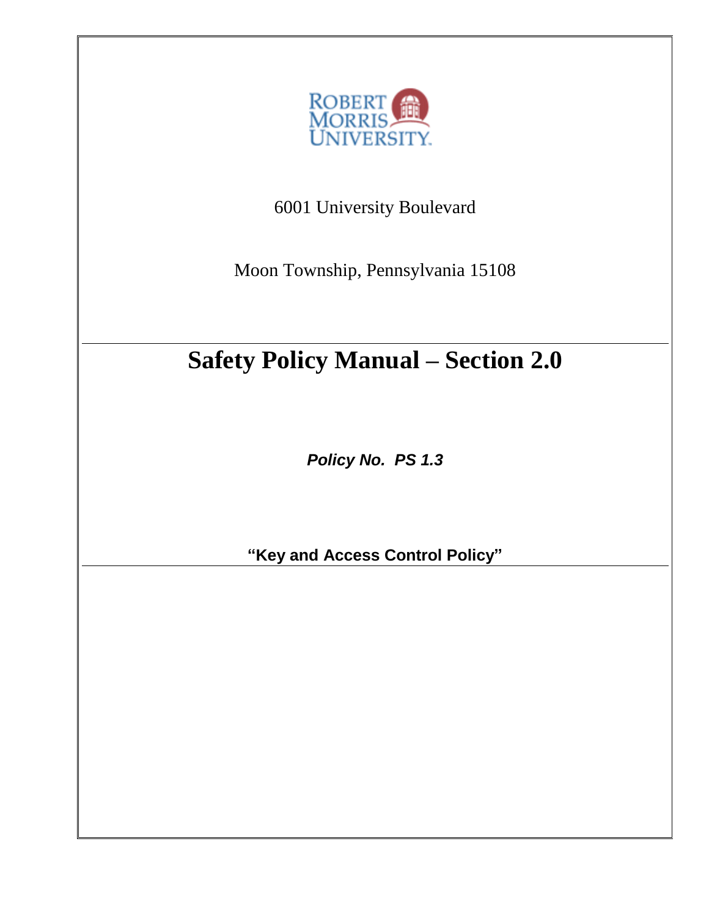ROBERT MORRIS UNIVERSITY

6001 University Boulevard

Moon Township, Pennsylvania 15108

# Safety Policy Manual – Section 2.0

***Policy No. PS 1.3***

**"Key and Access Control Policy"**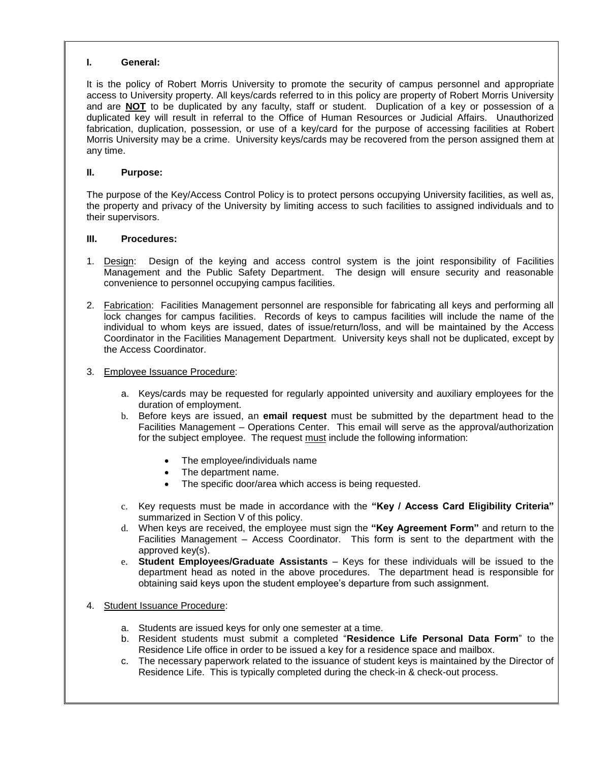## I. General:

It is the policy of Robert Morris University to promote the security of campus personnel and appropriate access to University property. All keys/cards referred to in this policy are property of Robert Morris University and are **NOT** to be duplicated by any faculty, staff or student. Duplication of a key or possession of a duplicated key will result in referral to the Office of Human Resources or Judicial Affairs. Unauthorized fabrication, duplication, possession, or use of a key/card for the purpose of accessing facilities at Robert Morris University may be a crime. University keys/cards may be recovered from the person assigned them at any time.

## II. Purpose:

The purpose of the Key/Access Control Policy is to protect persons occupying University facilities, as well as, the property and privacy of the University by limiting access to such facilities to assigned individuals and to their supervisors.

## III. Procedures:

1. Design: Design of the keying and access control system is the joint responsibility of Facilities Management and the Public Safety Department. The design will ensure security and reasonable convenience to personnel occupying campus facilities.

2. Fabrication: Facilities Management personnel are responsible for fabricating all keys and performing all lock changes for campus facilities. Records of keys to campus facilities will include the name of the individual to whom keys are issued, dates of issue/return/loss, and will be maintained by the Access Coordinator in the Facilities Management Department. University keys shall not be duplicated, except by the Access Coordinator.

3. Employee Issuance Procedure:

   a. Keys/cards may be requested for regularly appointed university and auxiliary employees for the duration of employment.
   b. Before keys are issued, an **email request** must be submitted by the department head to the Facilities Management – Operations Center. This email will serve as the approval/authorization for the subject employee. The request must include the following information:

      - The employee/individuals name
      - The department name.
      - The specific door/area which access is being requested.

   c. Key requests must be made in accordance with the **"Key / Access Card Eligibility Criteria"** summarized in Section V of this policy.
   d. When keys are received, the employee must sign the **"Key Agreement Form"** and return to the Facilities Management – Access Coordinator. This form is sent to the department with the approved key(s).
   e. **Student Employees/Graduate Assistants** – Keys for these individuals will be issued to the department head as noted in the above procedures. The department head is responsible for obtaining said keys upon the student employee's departure from such assignment.

4. Student Issuance Procedure:

   a. Students are issued keys for only one semester at a time.
   b. Resident students must submit a completed "**Residence Life Personal Data Form**" to the Residence Life office in order to be issued a key for a residence space and mailbox.
   c. The necessary paperwork related to the issuance of student keys is maintained by the Director of Residence Life. This is typically completed during the check-in & check-out process.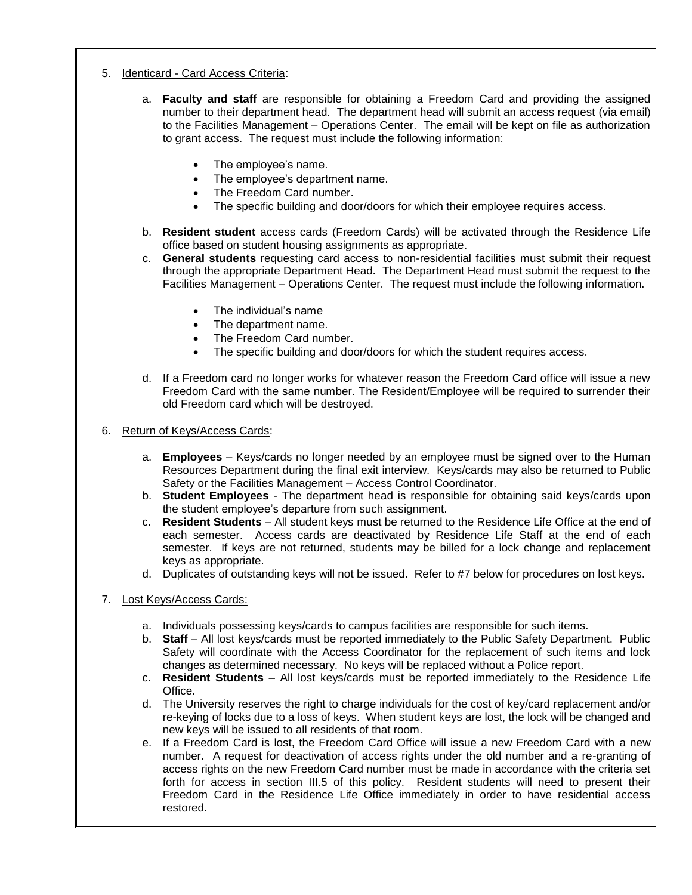5. Identicard - Card Access Criteria:

   a. **Faculty and staff** are responsible for obtaining a Freedom Card and providing the assigned number to their department head. The department head will submit an access request (via email) to the Facilities Management – Operations Center. The email will be kept on file as authorization to grant access. The request must include the following information:

      - The employee's name.
      - The employee's department name.
      - The Freedom Card number.
      - The specific building and door/doors for which their employee requires access.

   b. **Resident student** access cards (Freedom Cards) will be activated through the Residence Life office based on student housing assignments as appropriate.

   c. **General students** requesting card access to non-residential facilities must submit their request through the appropriate Department Head. The Department Head must submit the request to the Facilities Management – Operations Center. The request must include the following information.

      - The individual's name
      - The department name.
      - The Freedom Card number.
      - The specific building and door/doors for which the student requires access.

   d. If a Freedom card no longer works for whatever reason the Freedom Card office will issue a new Freedom Card with the same number. The Resident/Employee will be required to surrender their old Freedom card which will be destroyed.

6. Return of Keys/Access Cards:

   a. **Employees** – Keys/cards no longer needed by an employee must be signed over to the Human Resources Department during the final exit interview. Keys/cards may also be returned to Public Safety or the Facilities Management – Access Control Coordinator.

   b. **Student Employees** - The department head is responsible for obtaining said keys/cards upon the student employee's departure from such assignment.

   c. **Resident Students** – All student keys must be returned to the Residence Life Office at the end of each semester. Access cards are deactivated by Residence Life Staff at the end of each semester. If keys are not returned, students may be billed for a lock change and replacement keys as appropriate.

   d. Duplicates of outstanding keys will not be issued. Refer to #7 below for procedures on lost keys.

7. Lost Keys/Access Cards:

   a. Individuals possessing keys/cards to campus facilities are responsible for such items.

   b. **Staff** – All lost keys/cards must be reported immediately to the Public Safety Department. Public Safety will coordinate with the Access Coordinator for the replacement of such items and lock changes as determined necessary. No keys will be replaced without a Police report.

   c. **Resident Students** – All lost keys/cards must be reported immediately to the Residence Life Office.

   d. The University reserves the right to charge individuals for the cost of key/card replacement and/or re-keying of locks due to a loss of keys. When student keys are lost, the lock will be changed and new keys will be issued to all residents of that room.

   e. If a Freedom Card is lost, the Freedom Card Office will issue a new Freedom Card with a new number. A request for deactivation of access rights under the old number and a re-granting of access rights on the new Freedom Card number must be made in accordance with the criteria set forth for access in section III.5 of this policy. Resident students will need to present their Freedom Card in the Residence Life Office immediately in order to have residential access restored.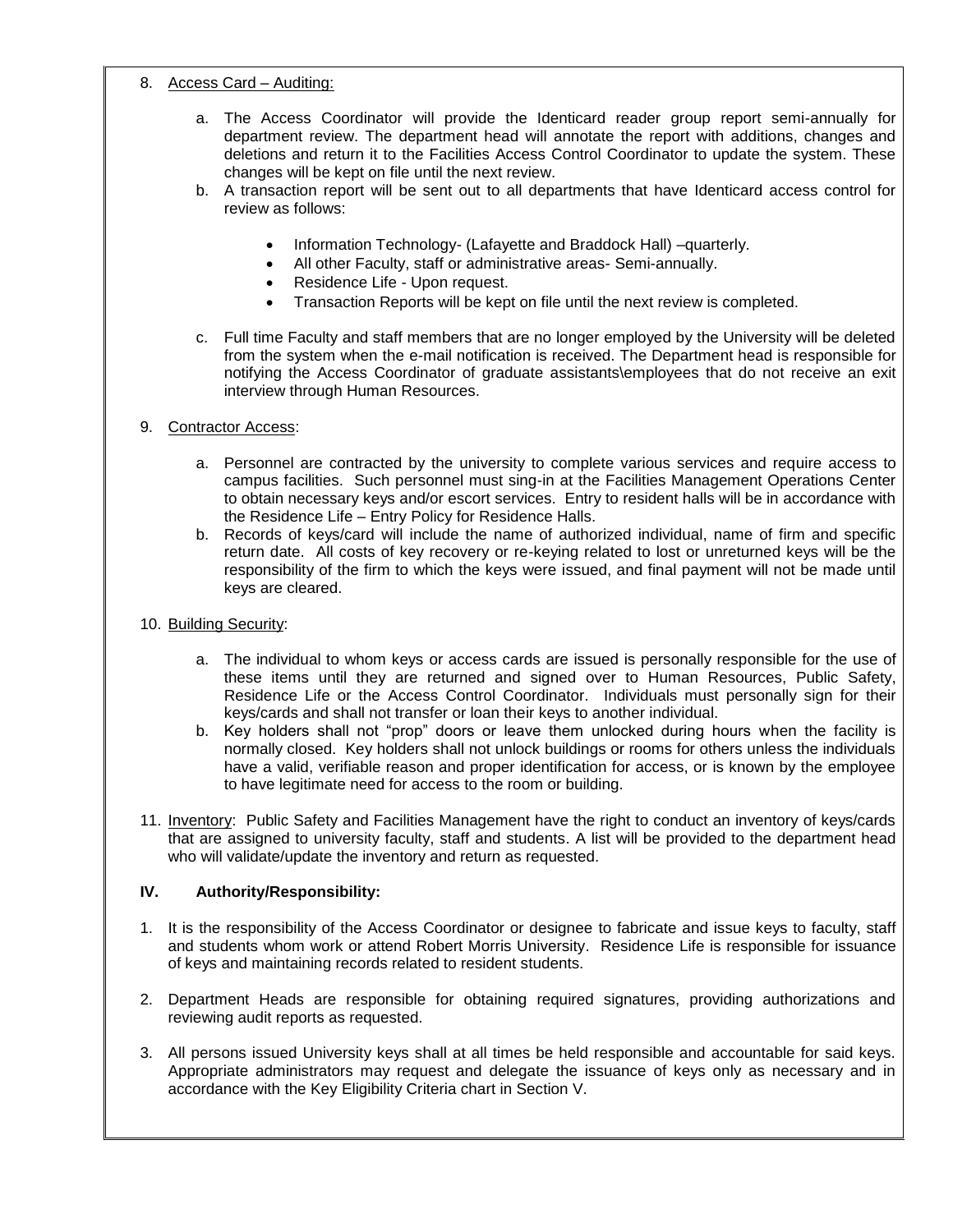8. Access Card – Auditing:

   a. The Access Coordinator will provide the Identicard reader group report semi-annually for department review. The department head will annotate the report with additions, changes and deletions and return it to the Facilities Access Control Coordinator to update the system. These changes will be kept on file until the next review.
   b. A transaction report will be sent out to all departments that have Identicard access control for review as follows:

      - Information Technology- (Lafayette and Braddock Hall) –quarterly.
      - All other Faculty, staff or administrative areas- Semi-annually.
      - Residence Life - Upon request.
      - Transaction Reports will be kept on file until the next review is completed.

   c. Full time Faculty and staff members that are no longer employed by the University will be deleted from the system when the e-mail notification is received. The Department head is responsible for notifying the Access Coordinator of graduate assistants\employees that do not receive an exit interview through Human Resources.

9. Contractor Access:

   a. Personnel are contracted by the university to complete various services and require access to campus facilities. Such personnel must sing-in at the Facilities Management Operations Center to obtain necessary keys and/or escort services. Entry to resident halls will be in accordance with the Residence Life – Entry Policy for Residence Halls.
   b. Records of keys/card will include the name of authorized individual, name of firm and specific return date. All costs of key recovery or re-keying related to lost or unreturned keys will be the responsibility of the firm to which the keys were issued, and final payment will not be made until keys are cleared.

10. Building Security:

    a. The individual to whom keys or access cards are issued is personally responsible for the use of these items until they are returned and signed over to Human Resources, Public Safety, Residence Life or the Access Control Coordinator. Individuals must personally sign for their keys/cards and shall not transfer or loan their keys to another individual.
    b. Key holders shall not "prop" doors or leave them unlocked during hours when the facility is normally closed. Key holders shall not unlock buildings or rooms for others unless the individuals have a valid, verifiable reason and proper identification for access, or is known by the employee to have legitimate need for access to the room or building.

11. Inventory: Public Safety and Facilities Management have the right to conduct an inventory of keys/cards that are assigned to university faculty, staff and students. A list will be provided to the department head who will validate/update the inventory and return as requested.

## IV. Authority/Responsibility:

1. It is the responsibility of the Access Coordinator or designee to fabricate and issue keys to faculty, staff and students whom work or attend Robert Morris University. Residence Life is responsible for issuance of keys and maintaining records related to resident students.

2. Department Heads are responsible for obtaining required signatures, providing authorizations and reviewing audit reports as requested.

3. All persons issued University keys shall at all times be held responsible and accountable for said keys. Appropriate administrators may request and delegate the issuance of keys only as necessary and in accordance with the Key Eligibility Criteria chart in Section V.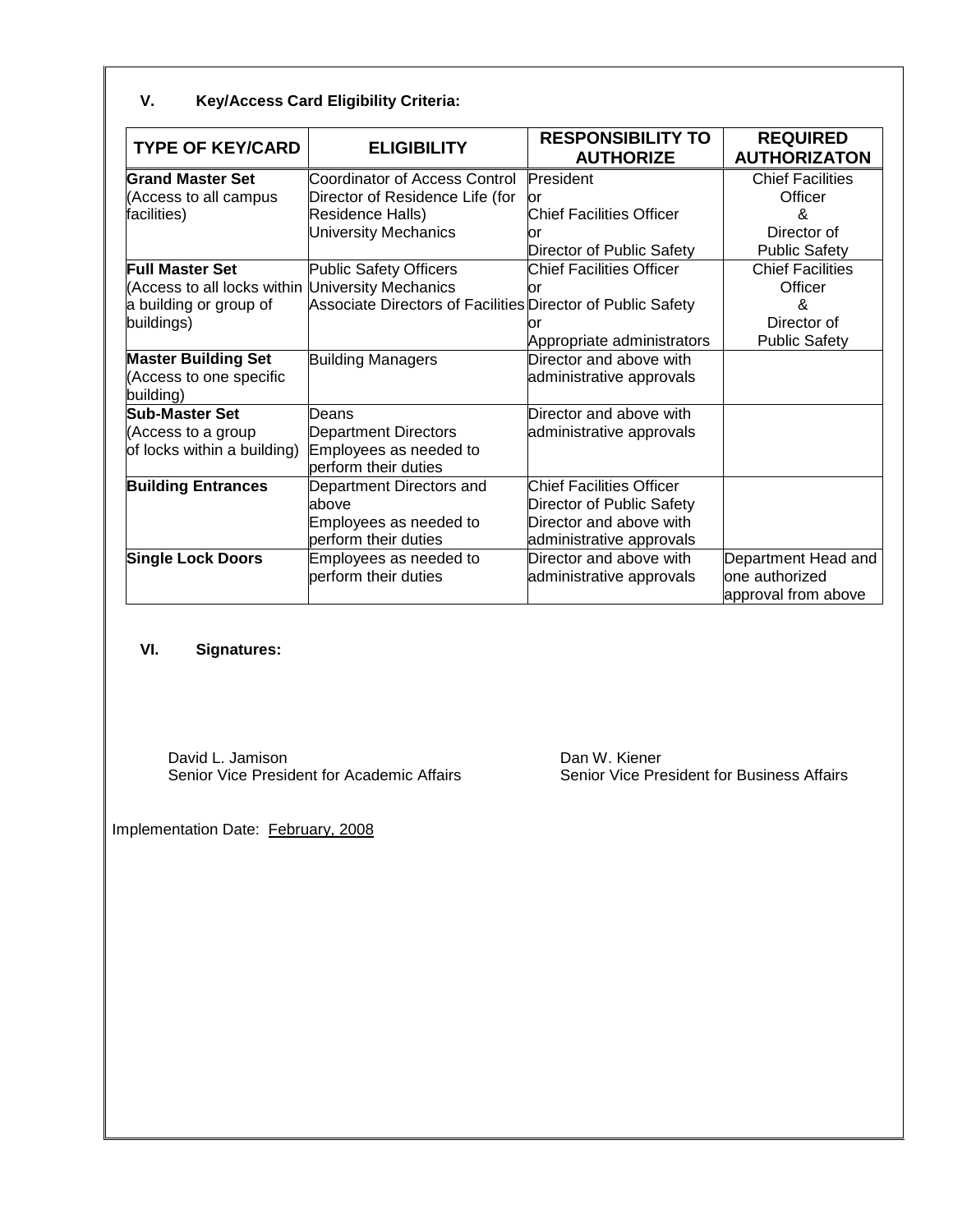## V. Key/Access Card Eligibility Criteria:

| TYPE OF KEY/CARD | ELIGIBILITY | RESPONSIBILITY TO AUTHORIZE | REQUIRED AUTHORIZATON |
|---|---|---|---|
| **Grand Master Set** (Access to all campus facilities) | Coordinator of Access Control<br>Director of Residence Life (for Residence Halls)<br>University Mechanics | President<br>or<br>Chief Facilities Officer<br>or<br>Director of Public Safety | Chief Facilities Officer<br>&<br>Director of Public Safety |
| **Full Master Set** (Access to all locks within a building or group of buildings) | Public Safety Officers<br>University Mechanics<br>Associate Directors of Facilities | Chief Facilities Officer<br>or<br>Director of Public Safety<br>or<br>Appropriate administrators | Chief Facilities Officer<br>&<br>Director of Public Safety |
| **Master Building Set** (Access to one specific building) | Building Managers | Director and above with administrative approvals | |
| **Sub-Master Set** (Access to a group of locks within a building) | Deans<br>Department Directors<br>Employees as needed to perform their duties | Director and above with administrative approvals | |
| **Building Entrances** | Department Directors and above<br>Employees as needed to perform their duties | Chief Facilities Officer<br>Director of Public Safety<br>Director and above with administrative approvals | |
| **Single Lock Doors** | Employees as needed to perform their duties | Director and above with administrative approvals | Department Head and one authorized approval from above |

## VI. Signatures:

David L. Jamison
Senior Vice President for Academic Affairs

Dan W. Kiener
Senior Vice President for Business Affairs

Implementation Date: February, 2008